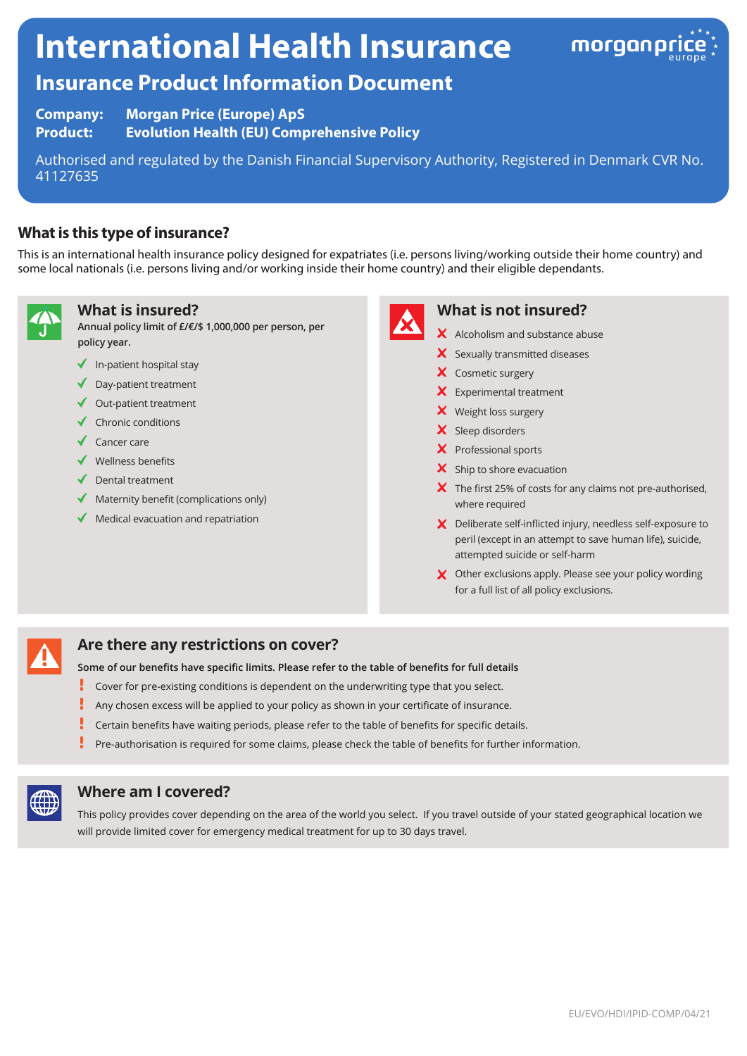# International Health Insurance

## Insurance Product Information Document

**Company:** Morgan Price (Europe) ApS
**Product:** Evolution Health (EU) Comprehensive Policy

Authorised and regulated by the Danish Financial Supervisory Authority, Registered in Denmark CVR No. 41127635

### What is this type of insurance?

This is an international health insurance policy designed for expatriates (i.e. persons living/working outside their home country) and some local nationals (i.e. persons living and/or working inside their home country) and their eligible dependants.

### What is insured?

**Annual policy limit of £/€/$ 1,000,000 per person, per policy year.**

- ✓ In-patient hospital stay
- ✓ Day-patient treatment
- ✓ Out-patient treatment
- ✓ Chronic conditions
- ✓ Cancer care
- ✓ Wellness benefits
- ✓ Dental treatment
- ✓ Maternity benefit (complications only)
- ✓ Medical evacuation and repatriation

### What is not insured?

- ✗ Alcoholism and substance abuse
- ✗ Sexually transmitted diseases
- ✗ Cosmetic surgery
- ✗ Experimental treatment
- ✗ Weight loss surgery
- ✗ Sleep disorders
- ✗ Professional sports
- ✗ Ship to shore evacuation
- ✗ The first 25% of costs for any claims not pre-authorised, where required
- ✗ Deliberate self-inflicted injury, needless self-exposure to peril (except in an attempt to save human life), suicide, attempted suicide or self-harm
- ✗ Other exclusions apply. Please see your policy wording for a full list of all policy exclusions.

### Are there any restrictions on cover?

**Some of our benefits have specific limits. Please refer to the table of benefits for full details**

- ! Cover for pre-existing conditions is dependent on the underwriting type that you select.
- ! Any chosen excess will be applied to your policy as shown in your certificate of insurance.
- ! Certain benefits have waiting periods, please refer to the table of benefits for specific details.
- ! Pre-authorisation is required for some claims, please check the table of benefits for further information.

### Where am I covered?

This policy provides cover depending on the area of the world you select. If you travel outside of your stated geographical location we will provide limited cover for emergency medical treatment for up to 30 days travel.

EU/EVO/HDI/IPID-COMP/04/21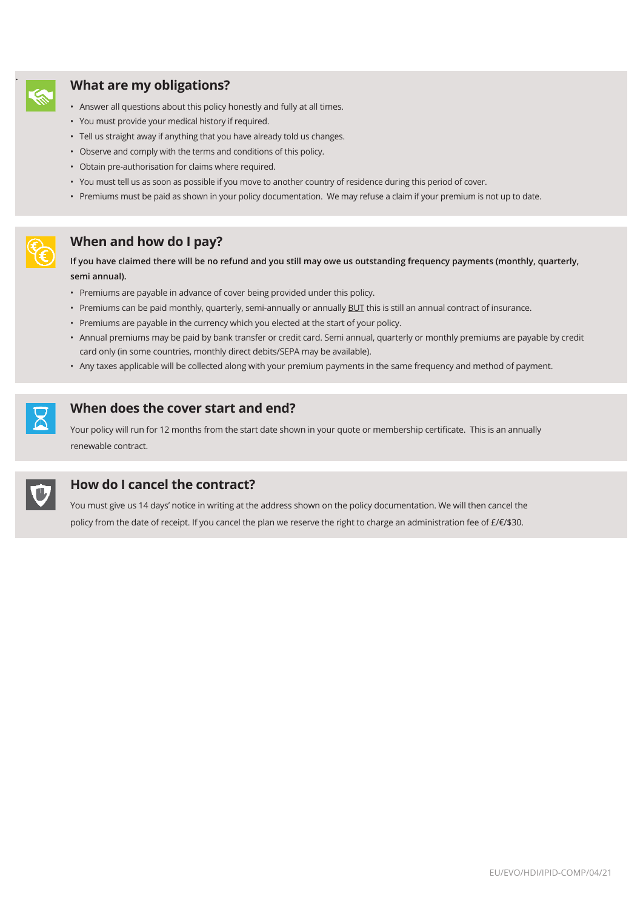## What are my obligations?

- Answer all questions about this policy honestly and fully at all times.
- You must provide your medical history if required.
- Tell us straight away if anything that you have already told us changes.
- Observe and comply with the terms and conditions of this policy.
- Obtain pre-authorisation for claims where required.
- You must tell us as soon as possible if you move to another country of residence during this period of cover.
- Premiums must be paid as shown in your policy documentation. We may refuse a claim if your premium is not up to date.

## When and how do I pay?

**If you have claimed there will be no refund and you still may owe us outstanding frequency payments (monthly, quarterly, semi annual).**

- Premiums are payable in advance of cover being provided under this policy.
- Premiums can be paid monthly, quarterly, semi-annually or annually BUT this is still an annual contract of insurance.
- Premiums are payable in the currency which you elected at the start of your policy.
- Annual premiums may be paid by bank transfer or credit card. Semi annual, quarterly or monthly premiums are payable by credit card only (in some countries, monthly direct debits/SEPA may be available).
- Any taxes applicable will be collected along with your premium payments in the same frequency and method of payment.

## When does the cover start and end?

Your policy will run for 12 months from the start date shown in your quote or membership certificate. This is an annually renewable contract.

## How do I cancel the contract?

You must give us 14 days' notice in writing at the address shown on the policy documentation. We will then cancel the policy from the date of receipt. If you cancel the plan we reserve the right to charge an administration fee of £/€/$30.

EU/EVO/HDI/IPID-COMP/04/21